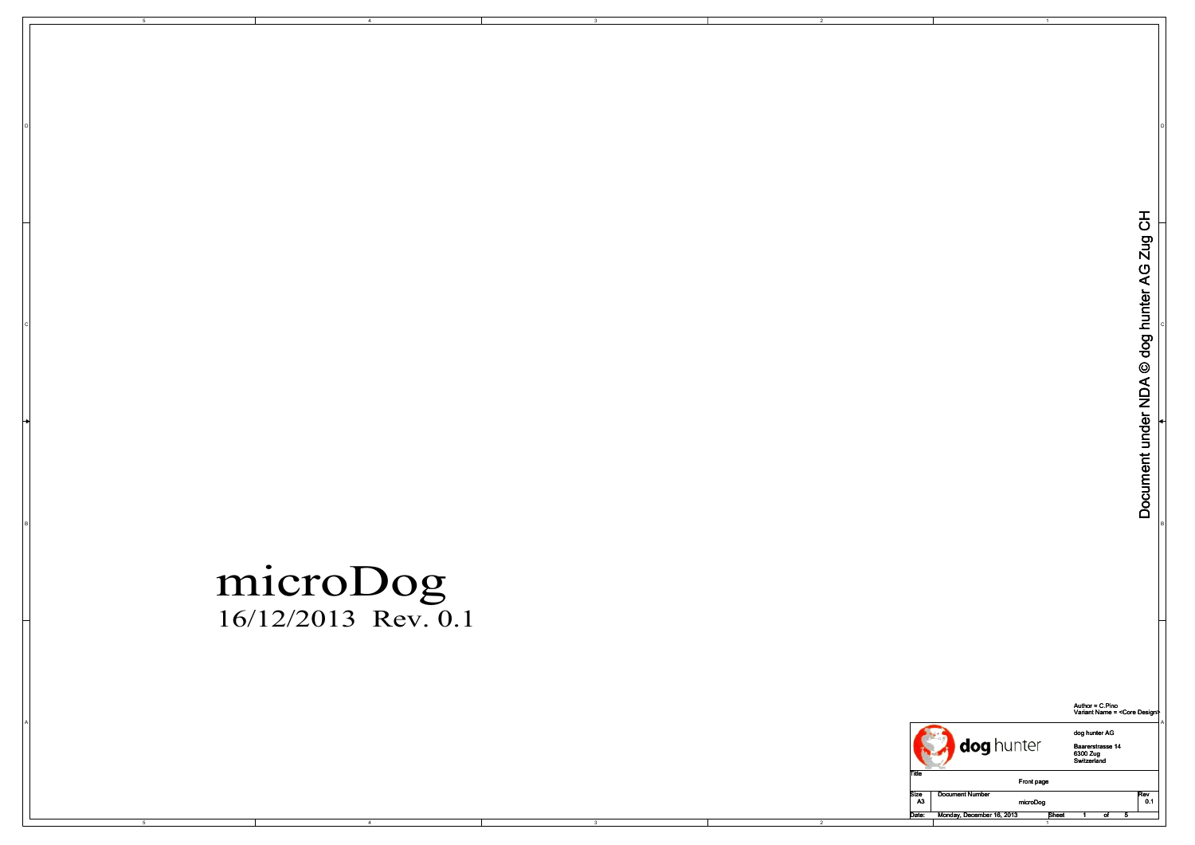# microDog

16/12/2013 Rev. 0.1

Document under NDA © dog hunter AG Zug CH

Author = C.Pino
Variant Name = <Core Design>

**dog** hunter

dog hunter AG

Baarerstrasse 14
6300 Zug
Switzerland

| Title | Front page | | |
|---|---|---|---|
| Size A3 | Document Number microDog | | Rev 0.1 |
| Date: | Monday, December 16, 2013 | Sheet 1 of 5 | |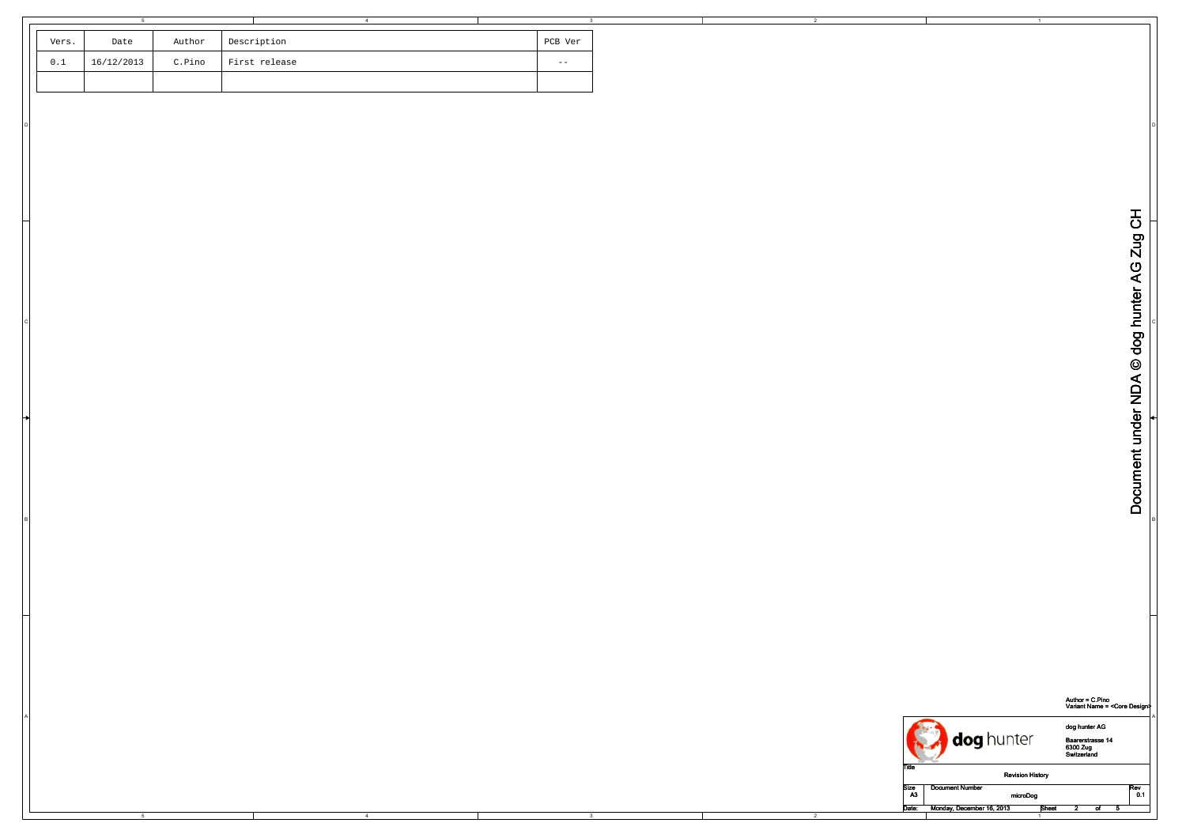| Vers. | Date | Author | Description | PCB Ver |
|---|---|---|---|---|
| 0.1 | 16/12/2013 | C.Pino | First release | -- |
| | | | | |

Document under NDA © dog hunter AG Zug CH

Author = C.Pino
Variant Name = <Core Design>

dog hunter

dog hunter AG
Baarerstrasse 14
6300 Zug
Switzerland

| Title | Revision History | | |
|---|---|---|---|
| Size: A3 | Document Number: microDog | | Rev: 0.1 |
| Date: | Monday, December 16, 2013 | Sheet 2 of 5 | |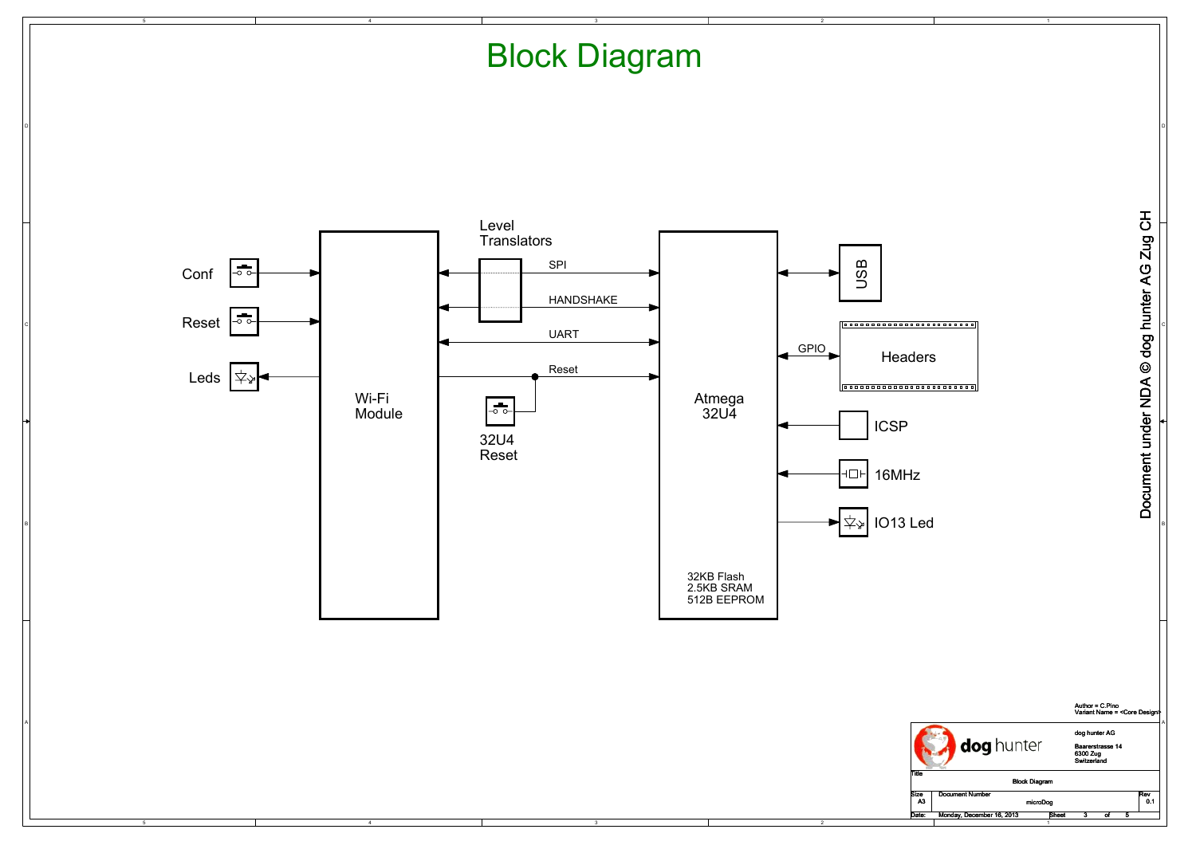# Block Diagram

Conf

Reset

Leds

Wi-Fi
Module

Level
Translators

SPI

HANDSHAKE

UART

Reset

32U4
Reset

Atmega
32U4

32KB Flash
2.5KB SRAM
512B EEPROM

USB

GPIO

Headers

ICSP

16MHz

IO13 Led

Document under NDA © dog hunter AG Zug CH

Author = C.Pino
Variant Name = <Core Design>

dog hunter AG
Baarerstrasse 14
6300 Zug
Switzerland

| Title | | |
|---|---|---|
| Block Diagram | | |
| Size: A3 | Document Number: microDog | Rev: 0.1 |
| Date: Monday, December 16, 2013 | Sheet 3 of 5 | |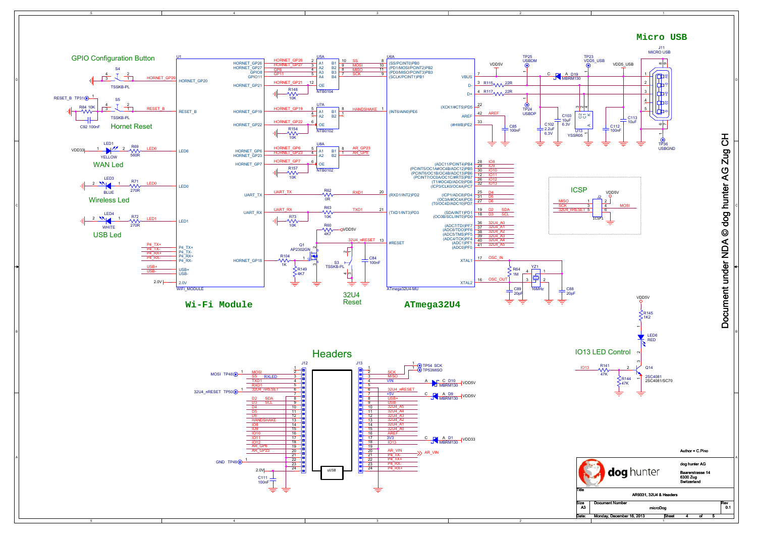# Micro USB

## GPIO Configuration Button

## Hornet Reset

## WAN Led

## Wireless Led

## USB Led

## Wi-Fi Module

## 32U4 Reset

## ATmega32U4

## ICSP

## IO13 LED Control

## Headers

Document under NDA © dog hunter AG Zug CH

Author = C.Pino

dog hunter AG
Baarerstrasse 14
6300 Zug
Switzerland

| Title | AR9331, 32U4 & Headers | | | |
|---|---|---|---|---|
| Size: A3 | Document Number: microDog | | | Rev: 0.1 |
| Date: Monday, December 16, 2013 | | Sheet 4 | of 5 | |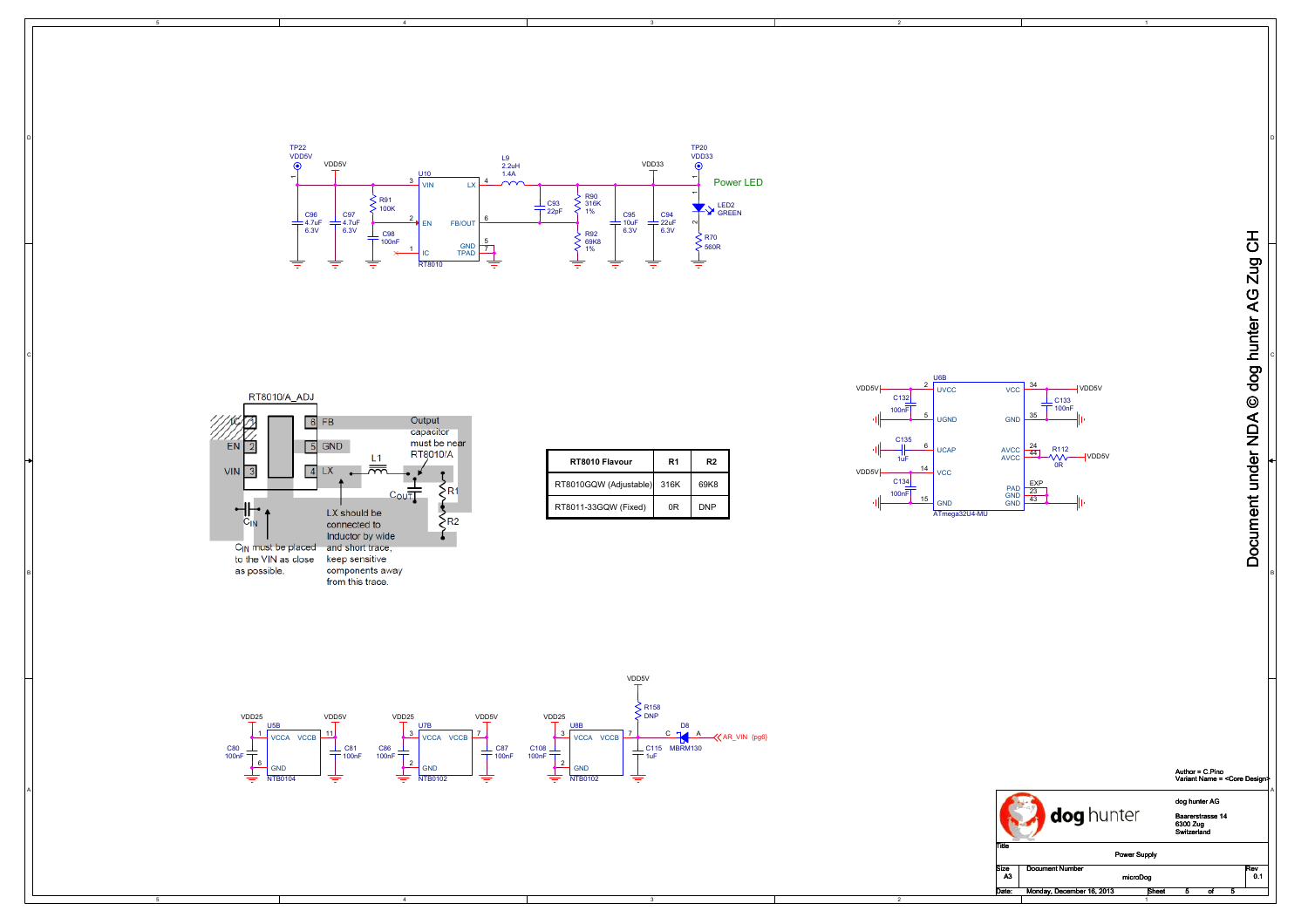Document under NDA © dog hunter AG Zug CH

Power LED

RT8010/A_ADJ

Output capacitor must be near RT8010/A

LX should be connected to Inductor by wide and short trace, keep sensitive components away from this trace.

$C_{IN}$ must be placed to the VIN as close as possible.

| RT8010 Flavour | R1 | R2 |
|---|---|---|
| RT8010GQW (Adjustable) | 316K | 69K8 |
| RT8011-33GQW (Fixed) | 0R | DNP |

Author = C.Pino
Variant Name = <Core Design>

dog hunter AG
Baarerstrasse 14
6300 Zug
Switzerland

Title: Power Supply

Size: A3
Document Number: microDog
Rev: 0.1

Date: Monday, December 16, 2013
Sheet 5 of 5